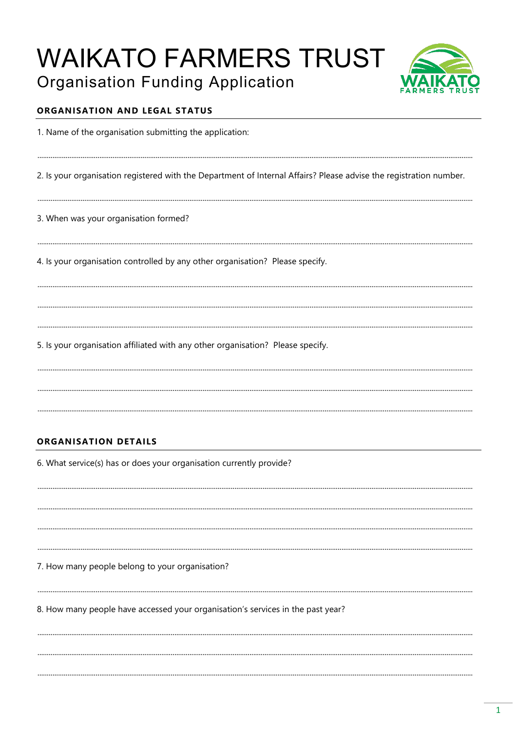# WAIKATO FARMERS TRUST

## Organisation Funding Application

### ORGANISATION AND LEGAL STATUS

1. Name of the organisation submitting the application:

..........................................................................................................................................................................................................

2. Is your organisation registered with the Department of Internal Affairs? Please advise the registration number.

..........................................................................................................................................................................................................

3. When was your organisation formed?

..........................................................................................................................................................................................................

4. Is your organisation controlled by any other organisation? Please specify.

..........................................................................................................................................................................................................

..........................................................................................................................................................................................................

..........................................................................................................................................................................................................

5. Is your organisation affiliated with any other organisation? Please specify.

..........................................................................................................................................................................................................

..........................................................................................................................................................................................................

..........................................................................................................................................................................................................

### ORGANISATION DETAILS

6. What service(s) has or does your organisation currently provide?

..........................................................................................................................................................................................................

..........................................................................................................................................................................................................

..........................................................................................................................................................................................................

..........................................................................................................................................................................................................

7. How many people belong to your organisation?

..........................................................................................................................................................................................................

8. How many people have accessed your organisation's services in the past year?

..........................................................................................................................................................................................................

..........................................................................................................................................................................................................

..........................................................................................................................................................................................................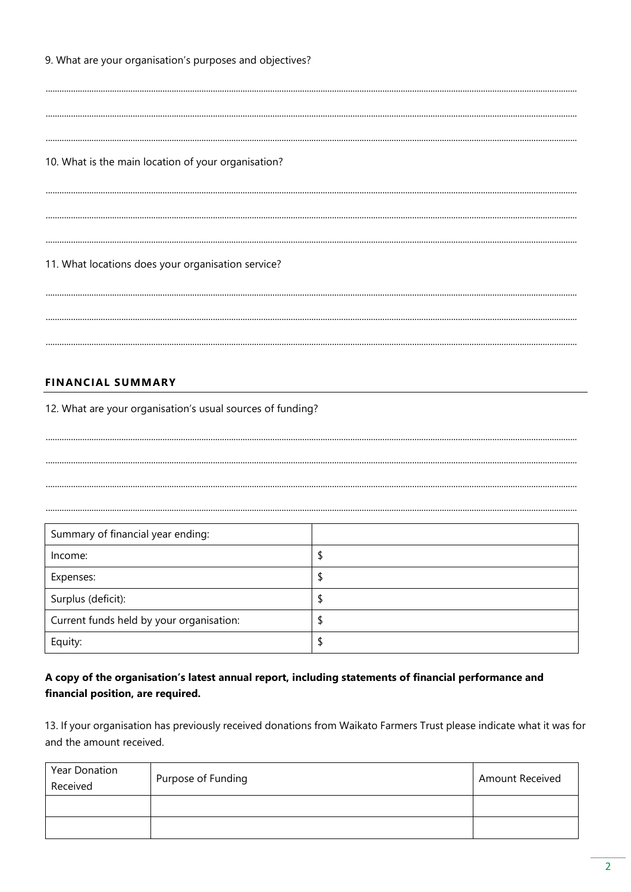9. What are your organisation's purposes and objectives?

..........................................................................................................................................................................................................................

..........................................................................................................................................................................................................................

..........................................................................................................................................................................................................................

10. What is the main location of your organisation?

..........................................................................................................................................................................................................................

..........................................................................................................................................................................................................................

..........................................................................................................................................................................................................................

11. What locations does your organisation service?

..........................................................................................................................................................................................................................

..........................................................................................................................................................................................................................

..........................................................................................................................................................................................................................

## FINANCIAL SUMMARY

12. What are your organisation's usual sources of funding?

..........................................................................................................................................................................................................................

..........................................................................................................................................................................................................................

..........................................................................................................................................................................................................................

..........................................................................................................................................................................................................................

| Summary of financial year ending: | |
|---|---|
| Income: | $ |
| Expenses: | $ |
| Surplus (deficit): | $ |
| Current funds held by your organisation: | $ |
| Equity: | $ |

**A copy of the organisation's latest annual report, including statements of financial performance and financial position, are required.**

13. If your organisation has previously received donations from Waikato Farmers Trust please indicate what it was for and the amount received.

| Year Donation Received | Purpose of Funding | Amount Received |
|---|---|---|
| | | |
| | | |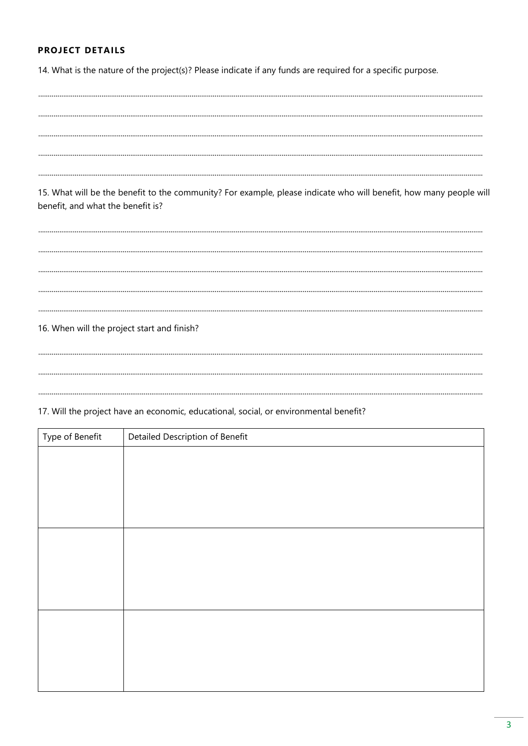**PROJECT DETAILS**

14. What is the nature of the project(s)? Please indicate if any funds are required for a specific purpose.

..............................................................................................................................................................................................................

..............................................................................................................................................................................................................

..............................................................................................................................................................................................................

..............................................................................................................................................................................................................

..............................................................................................................................................................................................................

15. What will be the benefit to the community? For example, please indicate who will benefit, how many people will benefit, and what the benefit is?

..............................................................................................................................................................................................................

..............................................................................................................................................................................................................

..............................................................................................................................................................................................................

..............................................................................................................................................................................................................

..............................................................................................................................................................................................................

16. When will the project start and finish?

..............................................................................................................................................................................................................

..............................................................................................................................................................................................................

..............................................................................................................................................................................................................

17. Will the project have an economic, educational, social, or environmental benefit?

| Type of Benefit | Detailed Description of Benefit |
|---|---|
| | |
| | |
| | |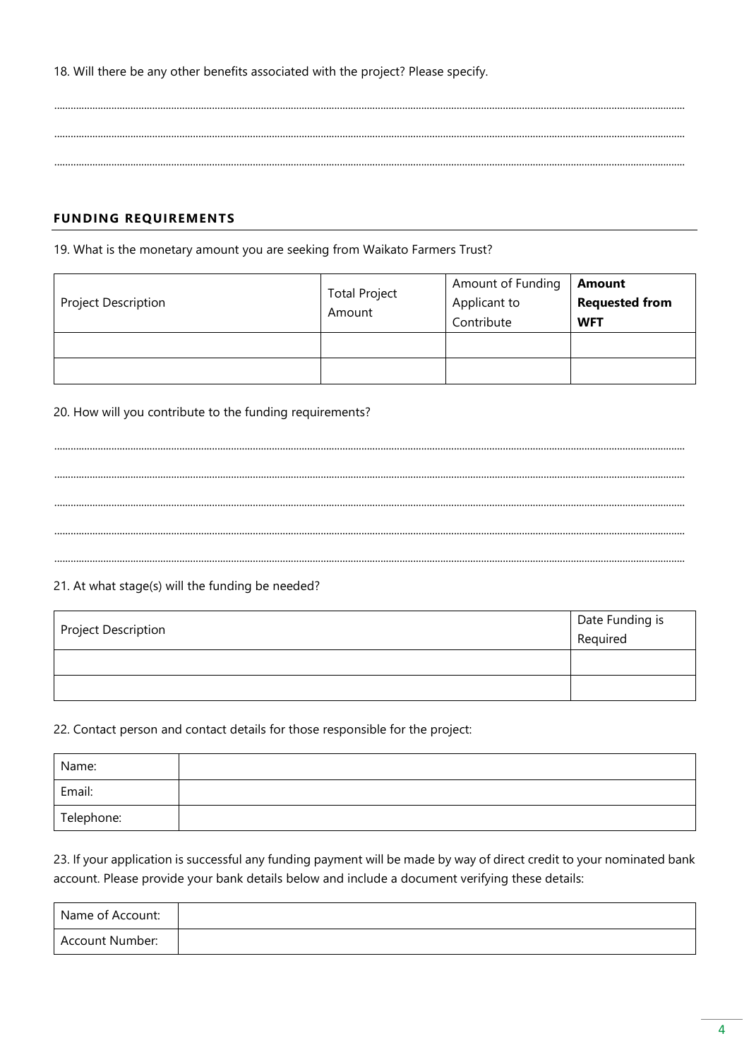18. Will there be any other benefits associated with the project? Please specify.

.......................................................................................................................................................................................................

.......................................................................................................................................................................................................

.......................................................................................................................................................................................................

## FUNDING REQUIREMENTS

19. What is the monetary amount you are seeking from Waikato Farmers Trust?

| Project Description | Total Project Amount | Amount of Funding Applicant to Contribute | **Amount Requested from WFT** |
|---|---|---|---|
| | | | |
| | | | |

20. How will you contribute to the funding requirements?

.......................................................................................................................................................................................................

.......................................................................................................................................................................................................

.......................................................................................................................................................................................................

.......................................................................................................................................................................................................

.......................................................................................................................................................................................................

21. At what stage(s) will the funding be needed?

| Project Description | Date Funding is Required |
|---|---|
| | |
| | |

22. Contact person and contact details for those responsible for the project:

| Name: | |
|---|---|
| Email: | |
| Telephone: | |

23. If your application is successful any funding payment will be made by way of direct credit to your nominated bank account. Please provide your bank details below and include a document verifying these details:

| Name of Account: | |
|---|---|
| Account Number: | |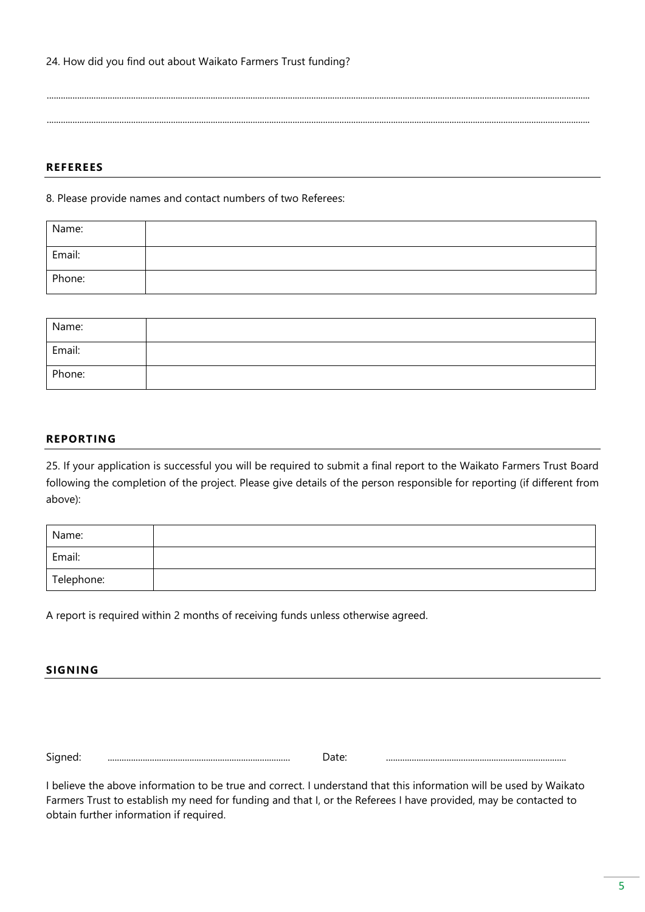24. How did you find out about Waikato Farmers Trust funding?

.................................................................................................................................................................................................

.................................................................................................................................................................................................

## REFEREES

8. Please provide names and contact numbers of two Referees:

| Name: | |
|---|---|
| Email: | |
| Phone: | |

| Name: | |
|---|---|
| Email: | |
| Phone: | |

## REPORTING

25. If your application is successful you will be required to submit a final report to the Waikato Farmers Trust Board following the completion of the project. Please give details of the person responsible for reporting (if different from above):

| Name: | |
|---|---|
| Email: | |
| Telephone: | |

A report is required within 2 months of receiving funds unless otherwise agreed.

## SIGNING

Signed: ............................................................................ Date: ............................................................................

I believe the above information to be true and correct. I understand that this information will be used by Waikato Farmers Trust to establish my need for funding and that I, or the Referees I have provided, may be contacted to obtain further information if required.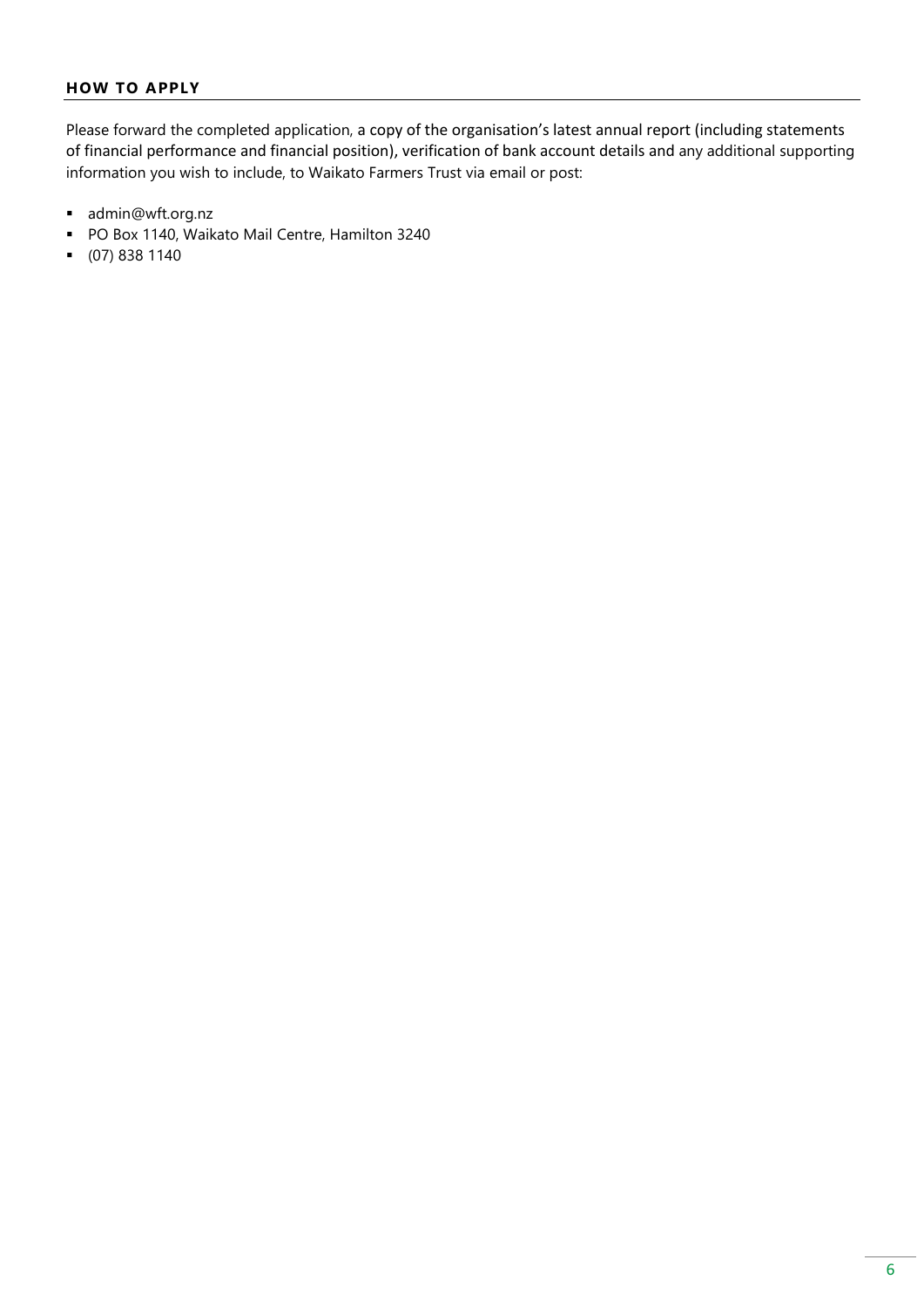## HOW TO APPLY

Please forward the completed application, a copy of the organisation's latest annual report (including statements of financial performance and financial position), verification of bank account details and any additional supporting information you wish to include, to Waikato Farmers Trust via email or post:

- admin@wft.org.nz
- PO Box 1140, Waikato Mail Centre, Hamilton 3240
- (07) 838 1140